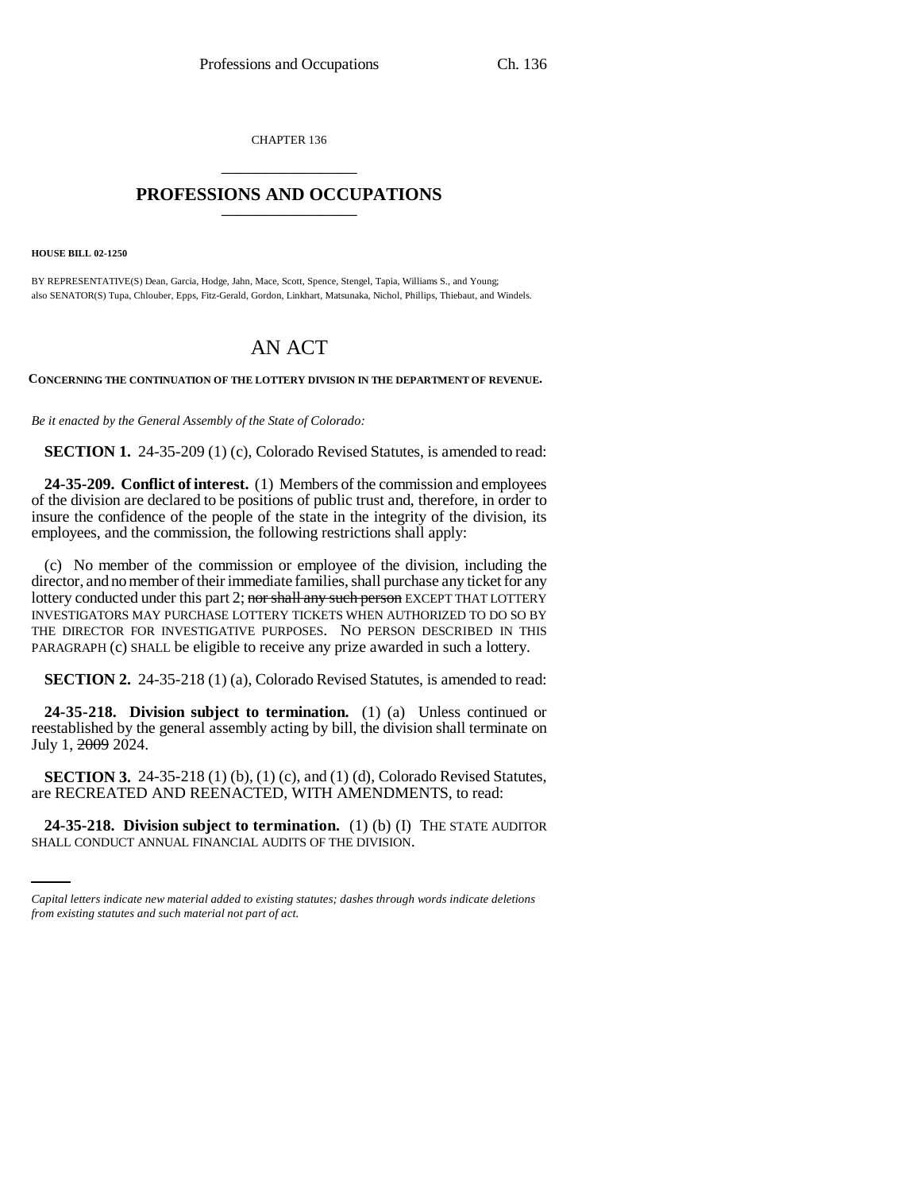CHAPTER 136

# PROFESSIONS AND OCCUPATIONS

**HOUSE BILL 02-1250**

BY REPRESENTATIVE(S) Dean, Garcia, Hodge, Jahn, Mace, Scott, Spence, Stengel, Tapia, Williams S., and Young;
also SENATOR(S) Tupa, Chlouber, Epps, Fitz-Gerald, Gordon, Linkhart, Matsunaka, Nichol, Phillips, Thiebaut, and Windels.

## AN ACT

**CONCERNING THE CONTINUATION OF THE LOTTERY DIVISION IN THE DEPARTMENT OF REVENUE.**

*Be it enacted by the General Assembly of the State of Colorado:*

**SECTION 1.** 24-35-209 (1) (c), Colorado Revised Statutes, is amended to read:

**24-35-209. Conflict of interest.** (1) Members of the commission and employees of the division are declared to be positions of public trust and, therefore, in order to insure the confidence of the people of the state in the integrity of the division, its employees, and the commission, the following restrictions shall apply:

(c) No member of the commission or employee of the division, including the director, and no member of their immediate families, shall purchase any ticket for any lottery conducted under this part 2; ~~nor shall any such person~~ EXCEPT THAT LOTTERY INVESTIGATORS MAY PURCHASE LOTTERY TICKETS WHEN AUTHORIZED TO DO SO BY THE DIRECTOR FOR INVESTIGATIVE PURPOSES. NO PERSON DESCRIBED IN THIS PARAGRAPH (c) SHALL be eligible to receive any prize awarded in such a lottery.

**SECTION 2.** 24-35-218 (1) (a), Colorado Revised Statutes, is amended to read:

**24-35-218. Division subject to termination.** (1) (a) Unless continued or reestablished by the general assembly acting by bill, the division shall terminate on July 1, ~~2009~~ 2024.

**SECTION 3.** 24-35-218 (1) (b), (1) (c), and (1) (d), Colorado Revised Statutes, are RECREATED AND REENACTED, WITH AMENDMENTS, to read:

**24-35-218. Division subject to termination.** (1) (b) (I) THE STATE AUDITOR SHALL CONDUCT ANNUAL FINANCIAL AUDITS OF THE DIVISION.

*Capital letters indicate new material added to existing statutes; dashes through words indicate deletions from existing statutes and such material not part of act.*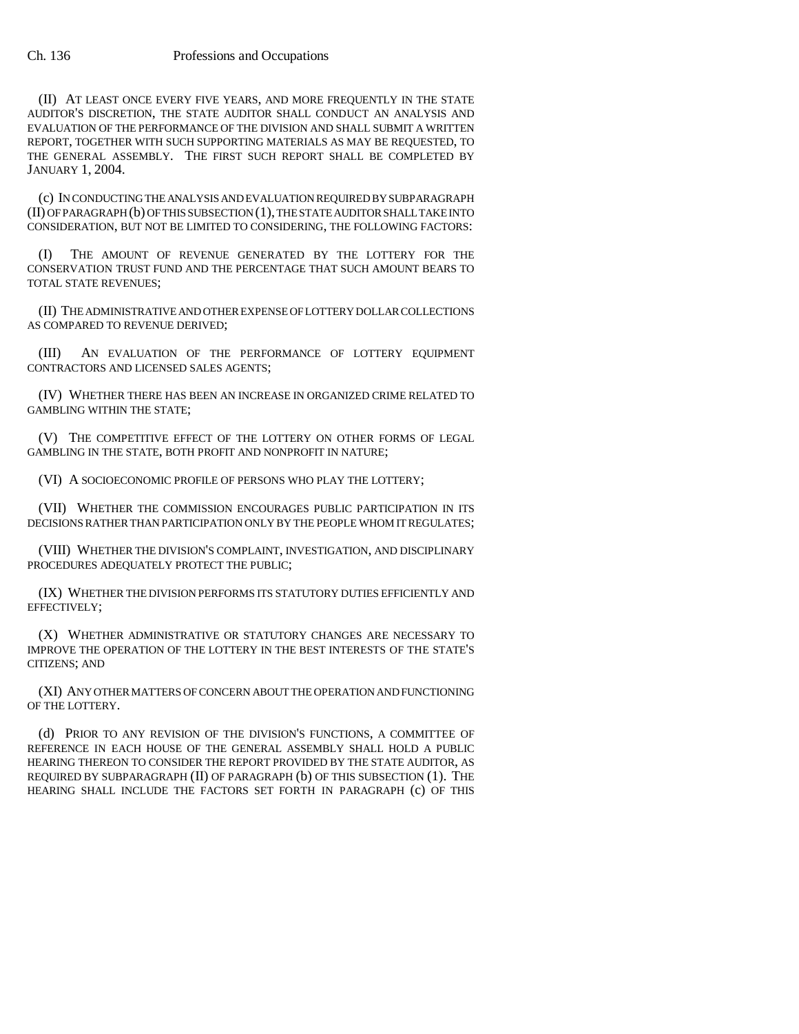(II) AT LEAST ONCE EVERY FIVE YEARS, AND MORE FREQUENTLY IN THE STATE AUDITOR'S DISCRETION, THE STATE AUDITOR SHALL CONDUCT AN ANALYSIS AND EVALUATION OF THE PERFORMANCE OF THE DIVISION AND SHALL SUBMIT A WRITTEN REPORT, TOGETHER WITH SUCH SUPPORTING MATERIALS AS MAY BE REQUESTED, TO THE GENERAL ASSEMBLY. THE FIRST SUCH REPORT SHALL BE COMPLETED BY JANUARY 1, 2004.

(c) IN CONDUCTING THE ANALYSIS AND EVALUATION REQUIRED BY SUBPARAGRAPH (II) OF PARAGRAPH (b) OF THIS SUBSECTION (1), THE STATE AUDITOR SHALL TAKE INTO CONSIDERATION, BUT NOT BE LIMITED TO CONSIDERING, THE FOLLOWING FACTORS:

(I) THE AMOUNT OF REVENUE GENERATED BY THE LOTTERY FOR THE CONSERVATION TRUST FUND AND THE PERCENTAGE THAT SUCH AMOUNT BEARS TO TOTAL STATE REVENUES;

(II) THE ADMINISTRATIVE AND OTHER EXPENSE OF LOTTERY DOLLAR COLLECTIONS AS COMPARED TO REVENUE DERIVED;

(III) AN EVALUATION OF THE PERFORMANCE OF LOTTERY EQUIPMENT CONTRACTORS AND LICENSED SALES AGENTS;

(IV) WHETHER THERE HAS BEEN AN INCREASE IN ORGANIZED CRIME RELATED TO GAMBLING WITHIN THE STATE;

(V) THE COMPETITIVE EFFECT OF THE LOTTERY ON OTHER FORMS OF LEGAL GAMBLING IN THE STATE, BOTH PROFIT AND NONPROFIT IN NATURE;

(VI) A SOCIOECONOMIC PROFILE OF PERSONS WHO PLAY THE LOTTERY;

(VII) WHETHER THE COMMISSION ENCOURAGES PUBLIC PARTICIPATION IN ITS DECISIONS RATHER THAN PARTICIPATION ONLY BY THE PEOPLE WHOM IT REGULATES;

(VIII) WHETHER THE DIVISION'S COMPLAINT, INVESTIGATION, AND DISCIPLINARY PROCEDURES ADEQUATELY PROTECT THE PUBLIC;

(IX) WHETHER THE DIVISION PERFORMS ITS STATUTORY DUTIES EFFICIENTLY AND EFFECTIVELY;

(X) WHETHER ADMINISTRATIVE OR STATUTORY CHANGES ARE NECESSARY TO IMPROVE THE OPERATION OF THE LOTTERY IN THE BEST INTERESTS OF THE STATE'S CITIZENS; AND

(XI) ANY OTHER MATTERS OF CONCERN ABOUT THE OPERATION AND FUNCTIONING OF THE LOTTERY.

(d) PRIOR TO ANY REVISION OF THE DIVISION'S FUNCTIONS, A COMMITTEE OF REFERENCE IN EACH HOUSE OF THE GENERAL ASSEMBLY SHALL HOLD A PUBLIC HEARING THEREON TO CONSIDER THE REPORT PROVIDED BY THE STATE AUDITOR, AS REQUIRED BY SUBPARAGRAPH (II) OF PARAGRAPH (b) OF THIS SUBSECTION (1). THE HEARING SHALL INCLUDE THE FACTORS SET FORTH IN PARAGRAPH (c) OF THIS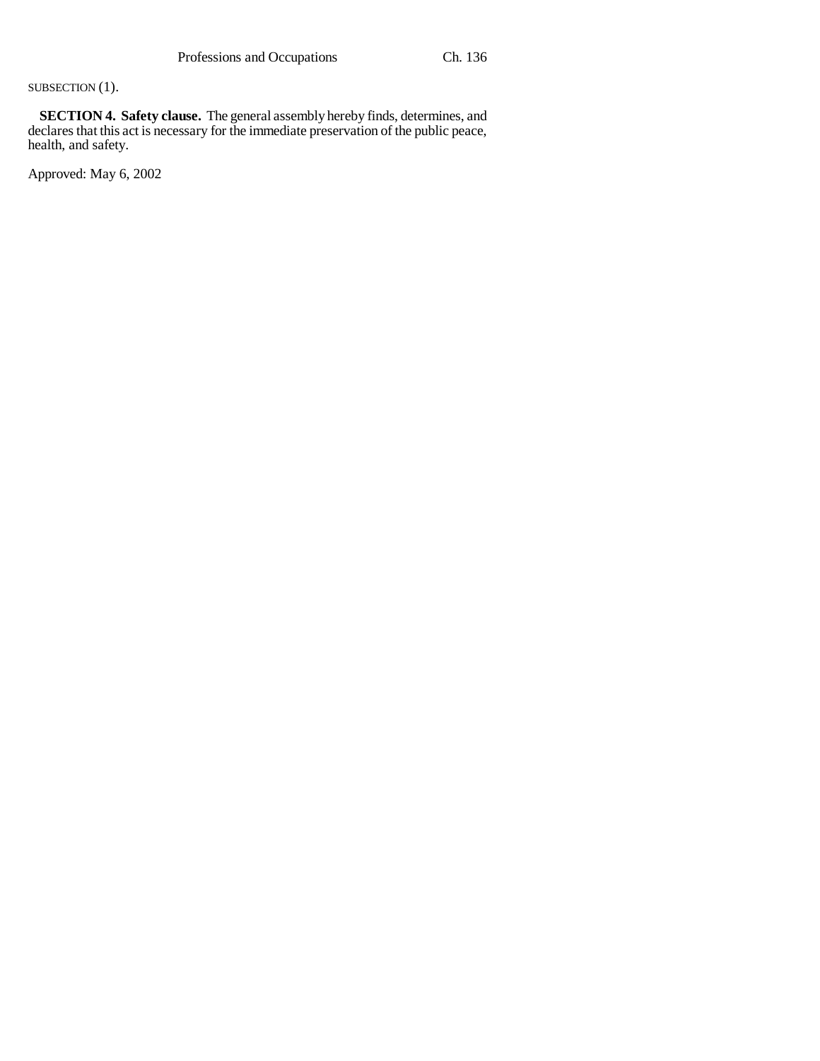SUBSECTION (1).

**SECTION 4. Safety clause.** The general assembly hereby finds, determines, and declares that this act is necessary for the immediate preservation of the public peace, health, and safety.

Approved: May 6, 2002